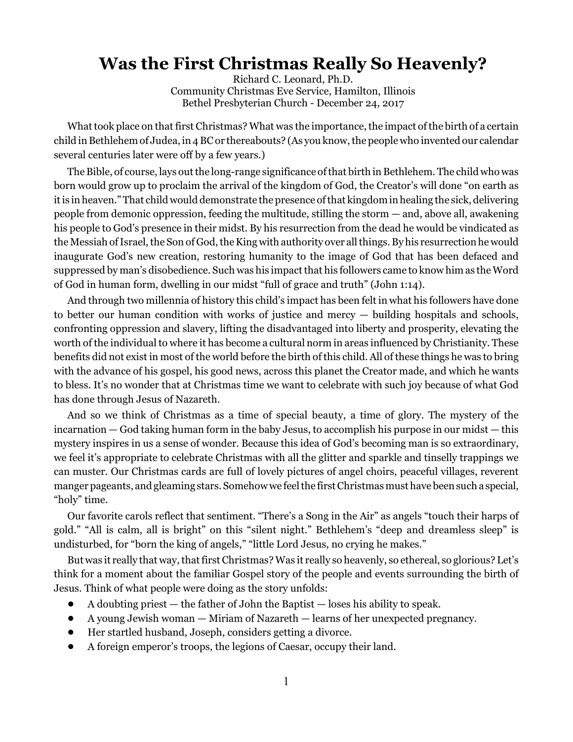# Was the First Christmas Really So Heavenly?

Richard C. Leonard, Ph.D.
Community Christmas Eve Service, Hamilton, Illinois
Bethel Presbyterian Church - December 24, 2017

What took place on that first Christmas? What was the importance, the impact of the birth of a certain child in Bethlehem of Judea, in 4 BC or thereabouts? (As you know, the people who invented our calendar several centuries later were off by a few years.)

The Bible, of course, lays out the long-range significance of that birth in Bethlehem. The child who was born would grow up to proclaim the arrival of the kingdom of God, the Creator's will done "on earth as it is in heaven." That child would demonstrate the presence of that kingdom in healing the sick, delivering people from demonic oppression, feeding the multitude, stilling the storm — and, above all, awakening his people to God's presence in their midst. By his resurrection from the dead he would be vindicated as the Messiah of Israel, the Son of God, the King with authority over all things. By his resurrection he would inaugurate God's new creation, restoring humanity to the image of God that has been defaced and suppressed by man's disobedience. Such was his impact that his followers came to know him as the Word of God in human form, dwelling in our midst "full of grace and truth" (John 1:14).

And through two millennia of history this child's impact has been felt in what his followers have done to better our human condition with works of justice and mercy — building hospitals and schools, confronting oppression and slavery, lifting the disadvantaged into liberty and prosperity, elevating the worth of the individual to where it has become a cultural norm in areas influenced by Christianity. These benefits did not exist in most of the world before the birth of this child. All of these things he was to bring with the advance of his gospel, his good news, across this planet the Creator made, and which he wants to bless. It's no wonder that at Christmas time we want to celebrate with such joy because of what God has done through Jesus of Nazareth.

And so we think of Christmas as a time of special beauty, a time of glory. The mystery of the incarnation — God taking human form in the baby Jesus, to accomplish his purpose in our midst — this mystery inspires in us a sense of wonder. Because this idea of God's becoming man is so extraordinary, we feel it's appropriate to celebrate Christmas with all the glitter and sparkle and tinselly trappings we can muster. Our Christmas cards are full of lovely pictures of angel choirs, peaceful villages, reverent manger pageants, and gleaming stars. Somehow we feel the first Christmas must have been such a special, "holy" time.

Our favorite carols reflect that sentiment. "There's a Song in the Air" as angels "touch their harps of gold." "All is calm, all is bright" on this "silent night." Bethlehem's "deep and dreamless sleep" is undisturbed, for "born the king of angels," "little Lord Jesus, no crying he makes."

But was it really that way, that first Christmas? Was it really so heavenly, so ethereal, so glorious? Let's think for a moment about the familiar Gospel story of the people and events surrounding the birth of Jesus. Think of what people were doing as the story unfolds:

- A doubting priest — the father of John the Baptist — loses his ability to speak.
- A young Jewish woman — Miriam of Nazareth — learns of her unexpected pregnancy.
- Her startled husband, Joseph, considers getting a divorce.
- A foreign emperor's troops, the legions of Caesar, occupy their land.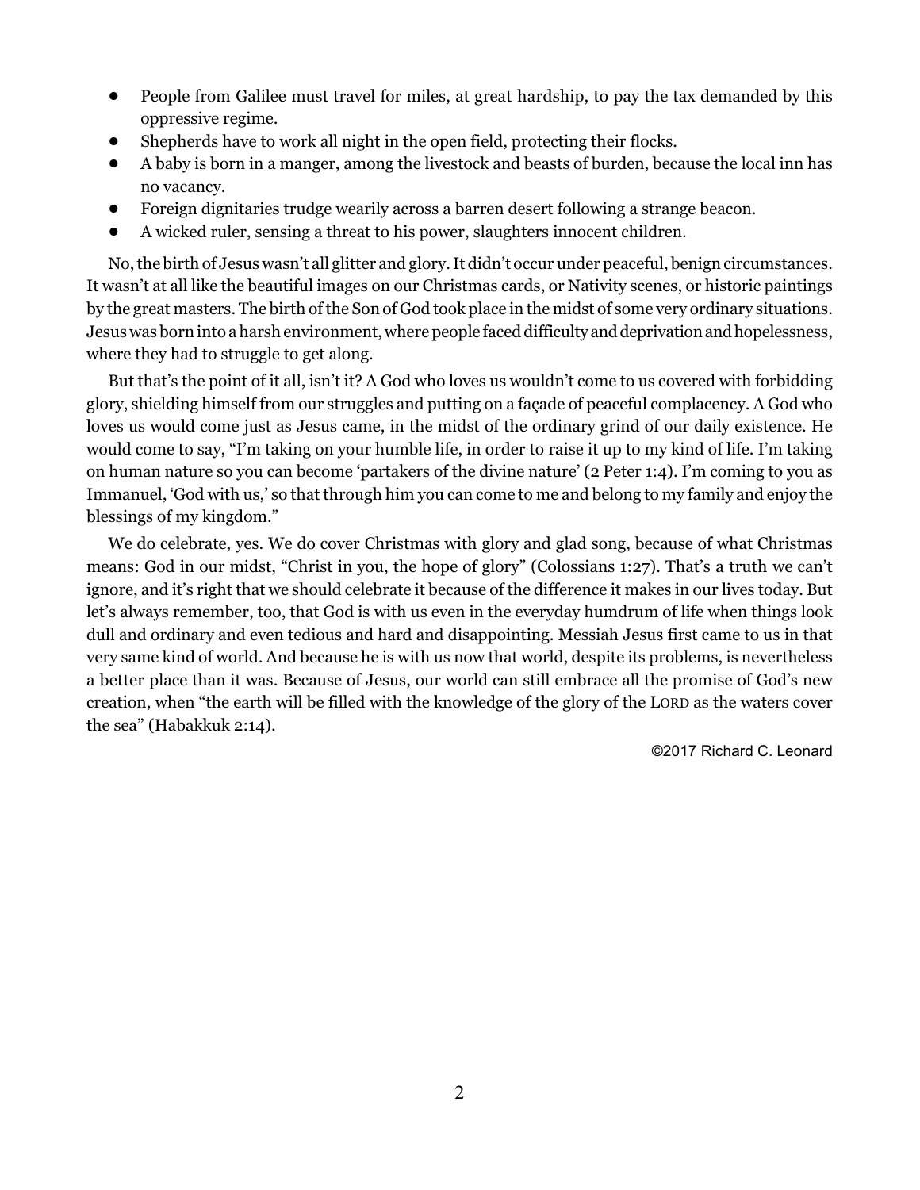- People from Galilee must travel for miles, at great hardship, to pay the tax demanded by this oppressive regime.
- Shepherds have to work all night in the open field, protecting their flocks.
- A baby is born in a manger, among the livestock and beasts of burden, because the local inn has no vacancy.
- Foreign dignitaries trudge wearily across a barren desert following a strange beacon.
- A wicked ruler, sensing a threat to his power, slaughters innocent children.

No, the birth of Jesus wasn't all glitter and glory. It didn't occur under peaceful, benign circumstances. It wasn't at all like the beautiful images on our Christmas cards, or Nativity scenes, or historic paintings by the great masters. The birth of the Son of God took place in the midst of some very ordinary situations. Jesus was born into a harsh environment, where people faced difficulty and deprivation and hopelessness, where they had to struggle to get along.

But that's the point of it all, isn't it? A God who loves us wouldn't come to us covered with forbidding glory, shielding himself from our struggles and putting on a façade of peaceful complacency. A God who loves us would come just as Jesus came, in the midst of the ordinary grind of our daily existence. He would come to say, "I'm taking on your humble life, in order to raise it up to my kind of life. I'm taking on human nature so you can become 'partakers of the divine nature' (2 Peter 1:4). I'm coming to you as Immanuel, 'God with us,' so that through him you can come to me and belong to my family and enjoy the blessings of my kingdom."

We do celebrate, yes. We do cover Christmas with glory and glad song, because of what Christmas means: God in our midst, "Christ in you, the hope of glory" (Colossians 1:27). That's a truth we can't ignore, and it's right that we should celebrate it because of the difference it makes in our lives today. But let's always remember, too, that God is with us even in the everyday humdrum of life when things look dull and ordinary and even tedious and hard and disappointing. Messiah Jesus first came to us in that very same kind of world. And because he is with us now that world, despite its problems, is nevertheless a better place than it was. Because of Jesus, our world can still embrace all the promise of God's new creation, when "the earth will be filled with the knowledge of the glory of the LORD as the waters cover the sea" (Habakkuk 2:14).

©2017 Richard C. Leonard